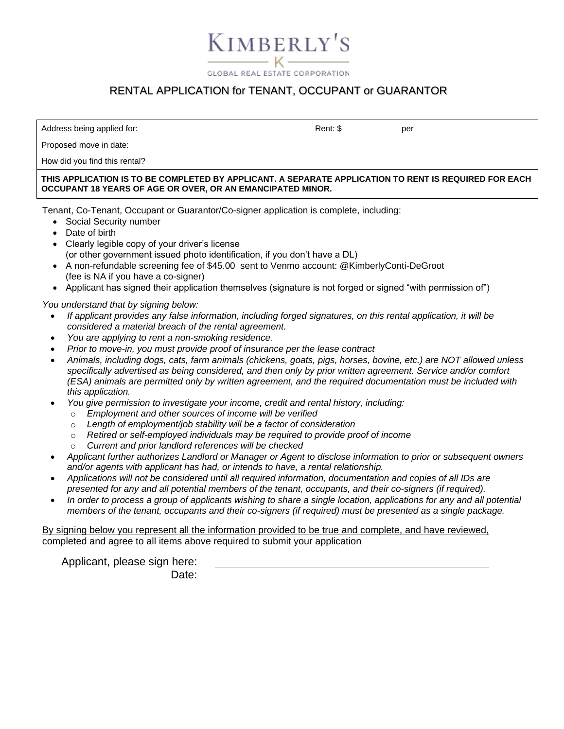# KIMBERLY'S

GLOBAL REAL ESTATE CORPORATION

## RENTAL APPLICATION for TENANT, OCCUPANT or GUARANTOR

| Address being applied for: | Rent: $ per |
|---|---|
| Proposed move in date: | |
| How did you find this rental? | |

**THIS APPLICATION IS TO BE COMPLETED BY APPLICANT. A SEPARATE APPLICATION TO RENT IS REQUIRED FOR EACH OCCUPANT 18 YEARS OF AGE OR OVER, OR AN EMANCIPATED MINOR.**

Tenant, Co-Tenant, Occupant or Guarantor/Co-signer application is complete, including:

- Social Security number
- Date of birth
- Clearly legible copy of your driver's license (or other government issued photo identification, if you don't have a DL)
- A non-refundable screening fee of $45.00 sent to Venmo account: @KimberlyConti-DeGroot (fee is NA if you have a co-signer)
- Applicant has signed their application themselves (signature is not forged or signed "with permission of")

*You understand that by signing below:*

- *If applicant provides any false information, including forged signatures, on this rental application, it will be considered a material breach of the rental agreement.*
- *You are applying to rent a non-smoking residence.*
- *Prior to move-in, you must provide proof of insurance per the lease contract*
- *Animals, including dogs, cats, farm animals (chickens, goats, pigs, horses, bovine, etc.) are NOT allowed unless specifically advertised as being considered, and then only by prior written agreement. Service and/or comfort (ESA) animals are permitted only by written agreement, and the required documentation must be included with this application.*
- *You give permission to investigate your income, credit and rental history, including:*
  - *Employment and other sources of income will be verified*
  - *Length of employment/job stability will be a factor of consideration*
  - *Retired or self-employed individuals may be required to provide proof of income*
  - *Current and prior landlord references will be checked*
- *Applicant further authorizes Landlord or Manager or Agent to disclose information to prior or subsequent owners and/or agents with applicant has had, or intends to have, a rental relationship.*
- *Applications will not be considered until all required information, documentation and copies of all IDs are presented for any and all potential members of the tenant, occupants, and their co-signers (if required).*
- *In order to process a group of applicants wishing to share a single location, applications for any and all potential members of the tenant, occupants and their co-signers (if required) must be presented as a single package.*

By signing below you represent all the information provided to be true and complete, and have reviewed, completed and agree to all items above required to submit your application

Applicant, please sign here: ______________________________

Date: ______________________________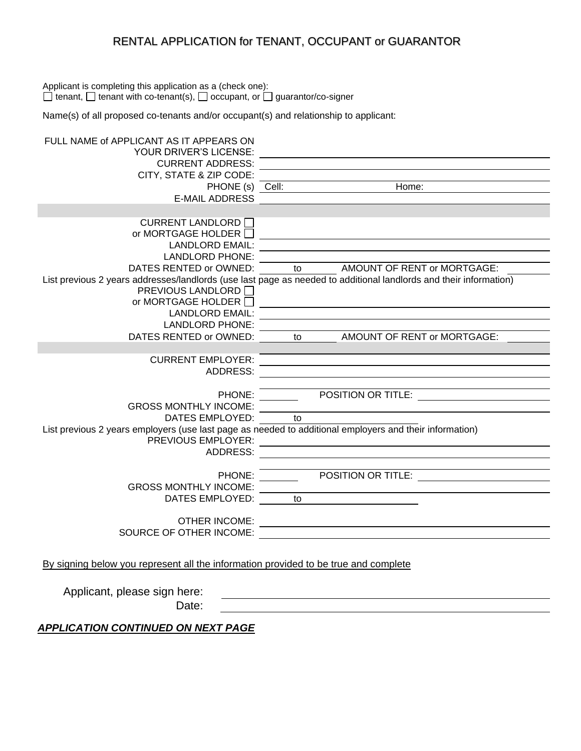# RENTAL APPLICATION for TENANT, OCCUPANT or GUARANTOR

Applicant is completing this application as a (check one):
☐ tenant, ☐ tenant with co-tenant(s), ☐ occupant, or ☐ guarantor/co-signer

Name(s) of all proposed co-tenants and/or occupant(s) and relationship to applicant:

FULL NAME of APPLICANT AS IT APPEARS ON YOUR DRIVER'S LICENSE: ____________________

CURRENT ADDRESS: ____________________

CITY, STATE & ZIP CODE: ____________________

PHONE (s) Cell: __________ Home: __________

E-MAIL ADDRESS ____________________

CURRENT LANDLORD ☐ or MORTGAGE HOLDER ☐ ____________________

LANDLORD EMAIL: ____________________

LANDLORD PHONE: ____________________

DATES RENTED or OWNED: ______ to ______ AMOUNT OF RENT or MORTGAGE: ______

List previous 2 years addresses/landlords (use last page as needed to additional landlords and their information)

PREVIOUS LANDLORD ☐ or MORTGAGE HOLDER ☐ ____________________

LANDLORD EMAIL: ____________________

LANDLORD PHONE: ____________________

DATES RENTED or OWNED: ______ to ______ AMOUNT OF RENT or MORTGAGE: ______

CURRENT EMPLOYER: ____________________

ADDRESS: ____________________

PHONE: ______ POSITION OR TITLE: ______

GROSS MONTHLY INCOME: ____________________

DATES EMPLOYED: ______ to ______

List previous 2 years employers (use last page as needed to additional employers and their information)

PREVIOUS EMPLOYER: ____________________

ADDRESS: ____________________

PHONE: ______ POSITION OR TITLE: ______

GROSS MONTHLY INCOME: ____________________

DATES EMPLOYED: ______ to ______

OTHER INCOME: ____________________

SOURCE OF OTHER INCOME: ____________________

<u>By signing below you represent all the information provided to be true and complete</u>

Applicant, please sign here: ____________________

Date: ____________________

***APPLICATION CONTINUED ON NEXT PAGE***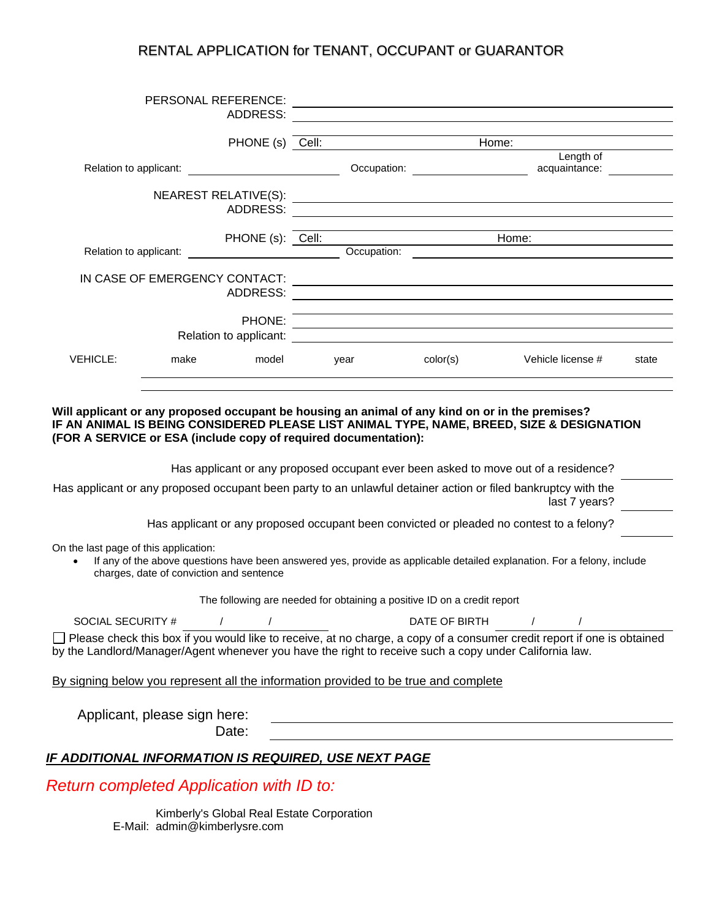# RENTAL APPLICATION for TENANT, OCCUPANT or GUARANTOR

PERSONAL REFERENCE: ______________________________

ADDRESS: ______________________________

PHONE (s) Cell: ______________ Home: ______________

Relation to applicant: ______________ Occupation: ______________ Length of acquaintance: ______________

NEAREST RELATIVE(S): ______________________________

ADDRESS: ______________________________

PHONE (s): Cell: ______________ Home: ______________

Relation to applicant: ______________ Occupation: ______________

IN CASE OF EMERGENCY CONTACT: ______________________________

ADDRESS: ______________________________

PHONE: ______________________________

Relation to applicant: ______________________________

| VEHICLE: | make | model | year | color(s) | Vehicle license # | state |
|---|---|---|---|---|---|---|
| | | | | | | |
| | | | | | | |

**Will applicant or any proposed occupant be housing an animal of any kind on or in the premises?**
**IF AN ANIMAL IS BEING CONSIDERED PLEASE LIST ANIMAL TYPE, NAME, BREED, SIZE & DESIGNATION (FOR A SERVICE or ESA (include copy of required documentation):**

Has applicant or any proposed occupant ever been asked to move out of a residence? ________

Has applicant or any proposed occupant been party to an unlawful detainer action or filed bankruptcy with the last 7 years? ________

Has applicant or any proposed occupant been convicted or pleaded no contest to a felony? ________

On the last page of this application:

- If any of the above questions have been answered yes, provide as applicable detailed explanation. For a felony, include charges, date of conviction and sentence

The following are needed for obtaining a positive ID on a credit report

SOCIAL SECURITY # ____ / ____ / ____ DATE OF BIRTH ____ / ____ / ____

☐ Please check this box if you would like to receive, at no charge, a copy of a consumer credit report if one is obtained by the Landlord/Manager/Agent whenever you have the right to receive such a copy under California law.

By signing below you represent all the information provided to be true and complete

Applicant, please sign here: ______________________________

Date: ______________________________

***IF ADDITIONAL INFORMATION IS REQUIRED, USE NEXT PAGE***

*Return completed Application with ID to:*

Kimberly's Global Real Estate Corporation
E-Mail: admin@kimberlysre.com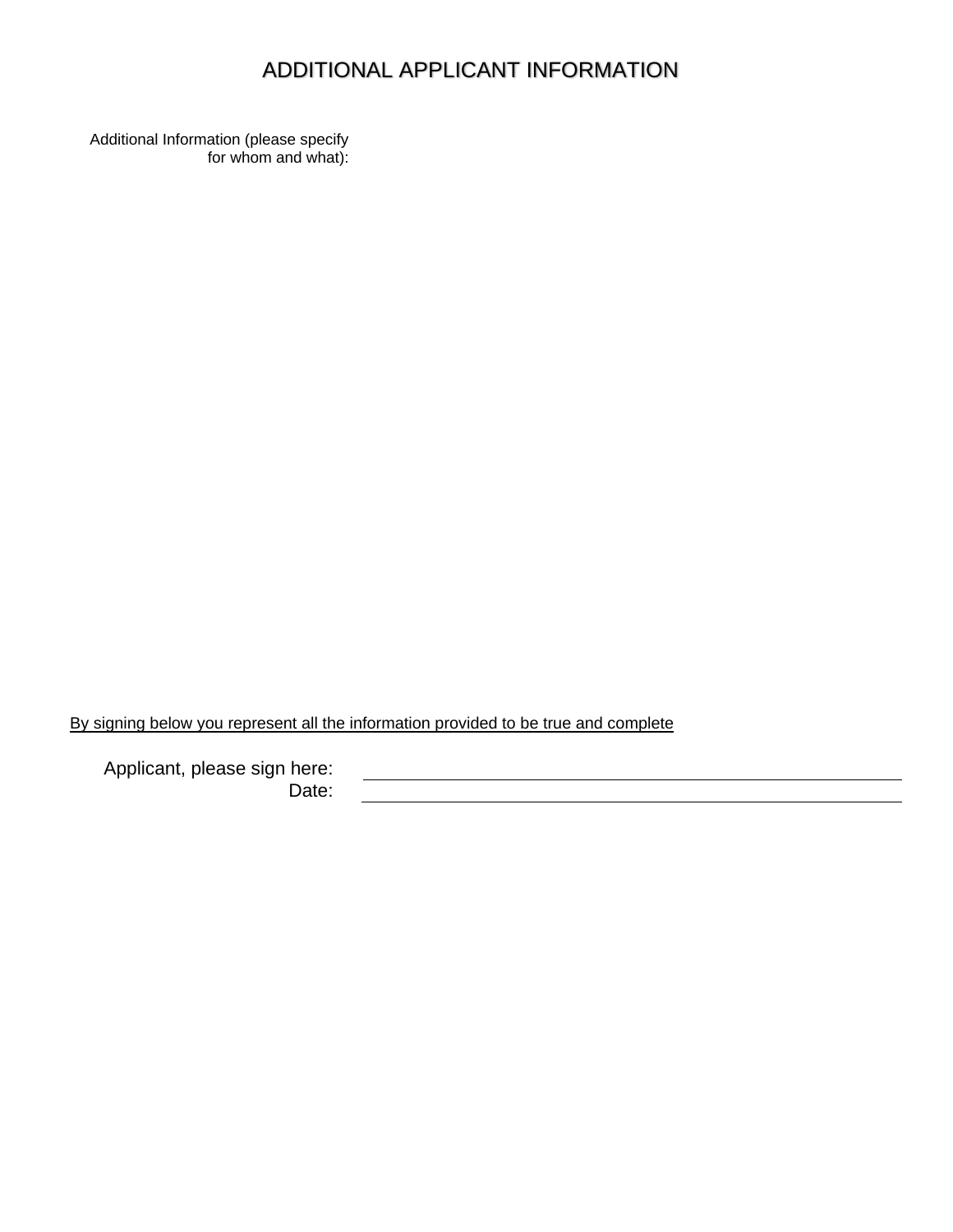# ADDITIONAL APPLICANT INFORMATION

Additional Information (please specify for whom and what):

<u>By signing below you represent all the information provided to be true and complete</u>

Applicant, please sign here: ______________________________

Date: ______________________________